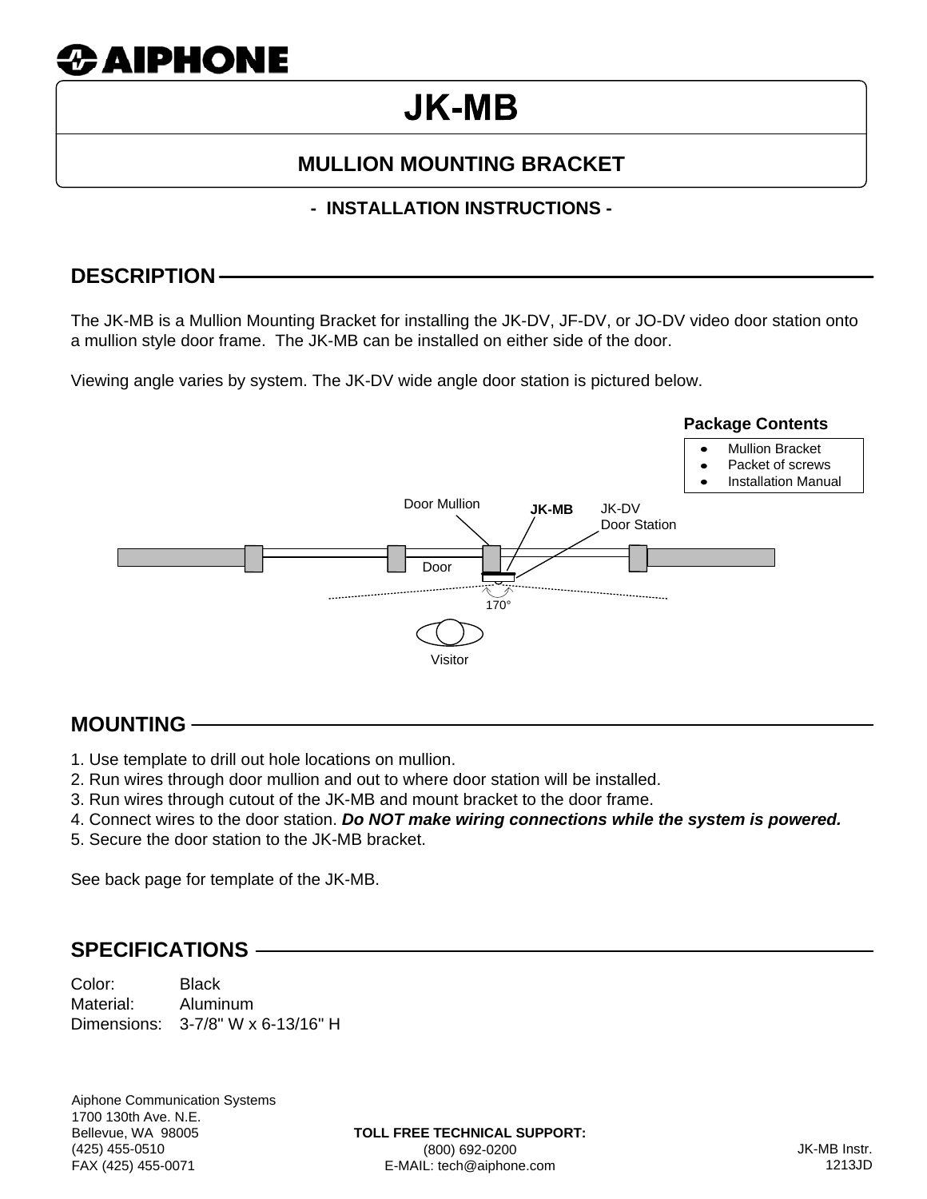# AIPHONE

# JK-MB

## MULLION MOUNTING BRACKET

**- INSTALLATION INSTRUCTIONS -**

## DESCRIPTION

The JK-MB is a Mullion Mounting Bracket for installing the JK-DV, JF-DV, or JO-DV video door station onto a mullion style door frame. The JK-MB can be installed on either side of the door.

Viewing angle varies by system. The JK-DV wide angle door station is pictured below.

**Package Contents**

- Mullion Bracket
- Packet of screws
- Installation Manual

Door Mullion | **JK-MB** | JK-DV Door Station | Door | 170° | Visitor

## MOUNTING

1. Use template to drill out hole locations on mullion.
2. Run wires through door mullion and out to where door station will be installed.
3. Run wires through cutout of the JK-MB and mount bracket to the door frame.
4. Connect wires to the door station. ***Do NOT make wiring connections while the system is powered.***
5. Secure the door station to the JK-MB bracket.

See back page for template of the JK-MB.

## SPECIFICATIONS

| | |
|---|---|
| Color: | Black |
| Material: | Aluminum |
| Dimensions: | 3-7/8" W x 6-13/16" H |

Aiphone Communication Systems
1700 130th Ave. N.E.
Bellevue, WA 98005
(425) 455-0510
FAX (425) 455-0071

**TOLL FREE TECHNICAL SUPPORT:**
(800) 692-0200
E-MAIL: tech@aiphone.com

JK-MB Instr.
1213JD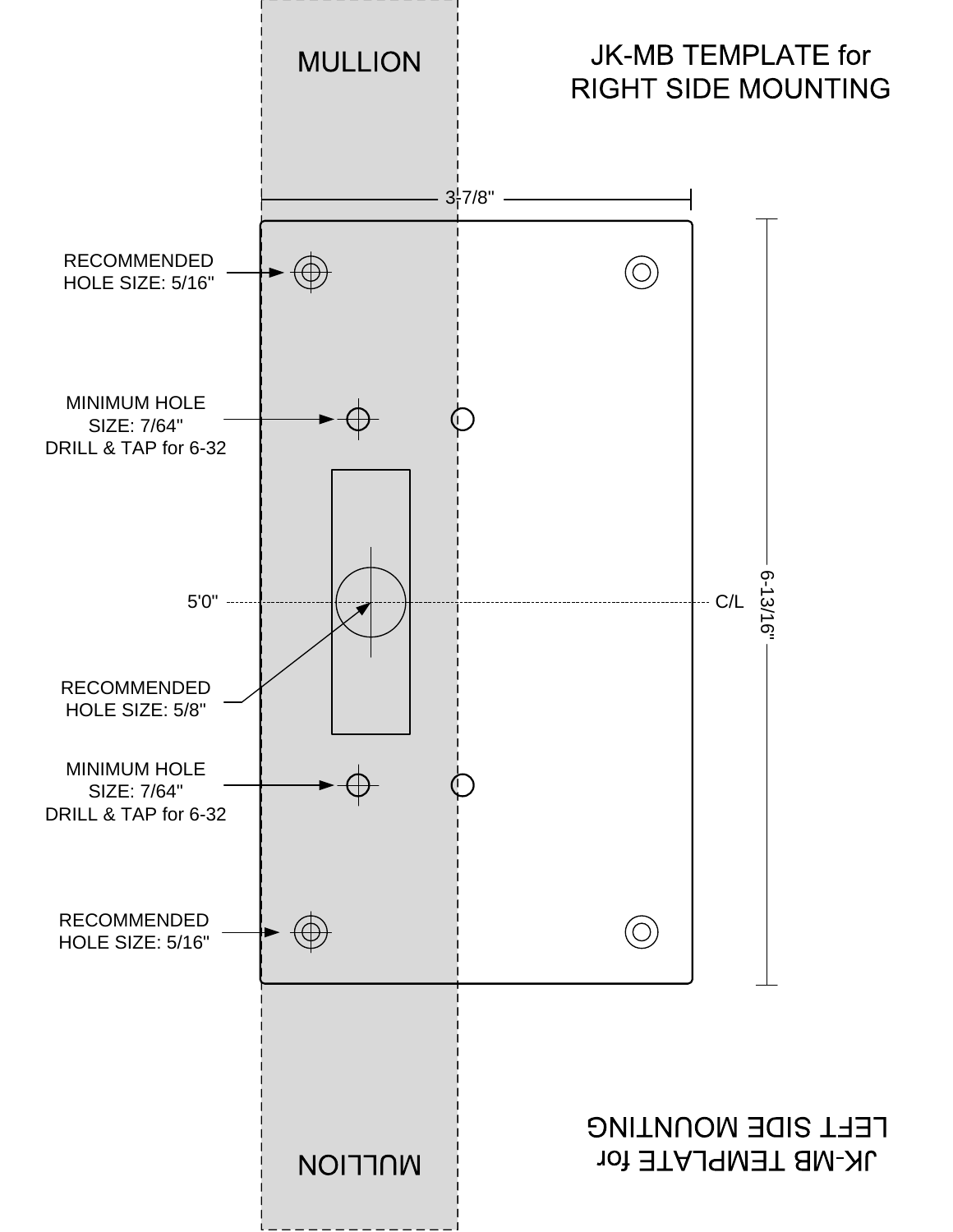# JK-MB TEMPLATE for RIGHT SIDE MOUNTING

MULLION

3-7/8"

RECOMMENDED HOLE SIZE: 5/16"

MINIMUM HOLE SIZE: 7/64" DRILL & TAP for 6-32

5'0"

C/L

6-13/16"

RECOMMENDED HOLE SIZE: 5/8"

MINIMUM HOLE SIZE: 7/64" DRILL & TAP for 6-32

RECOMMENDED HOLE SIZE: 5/16"

MULLION

JK-MB TEMPLATE for LEFT SIDE MOUNTING